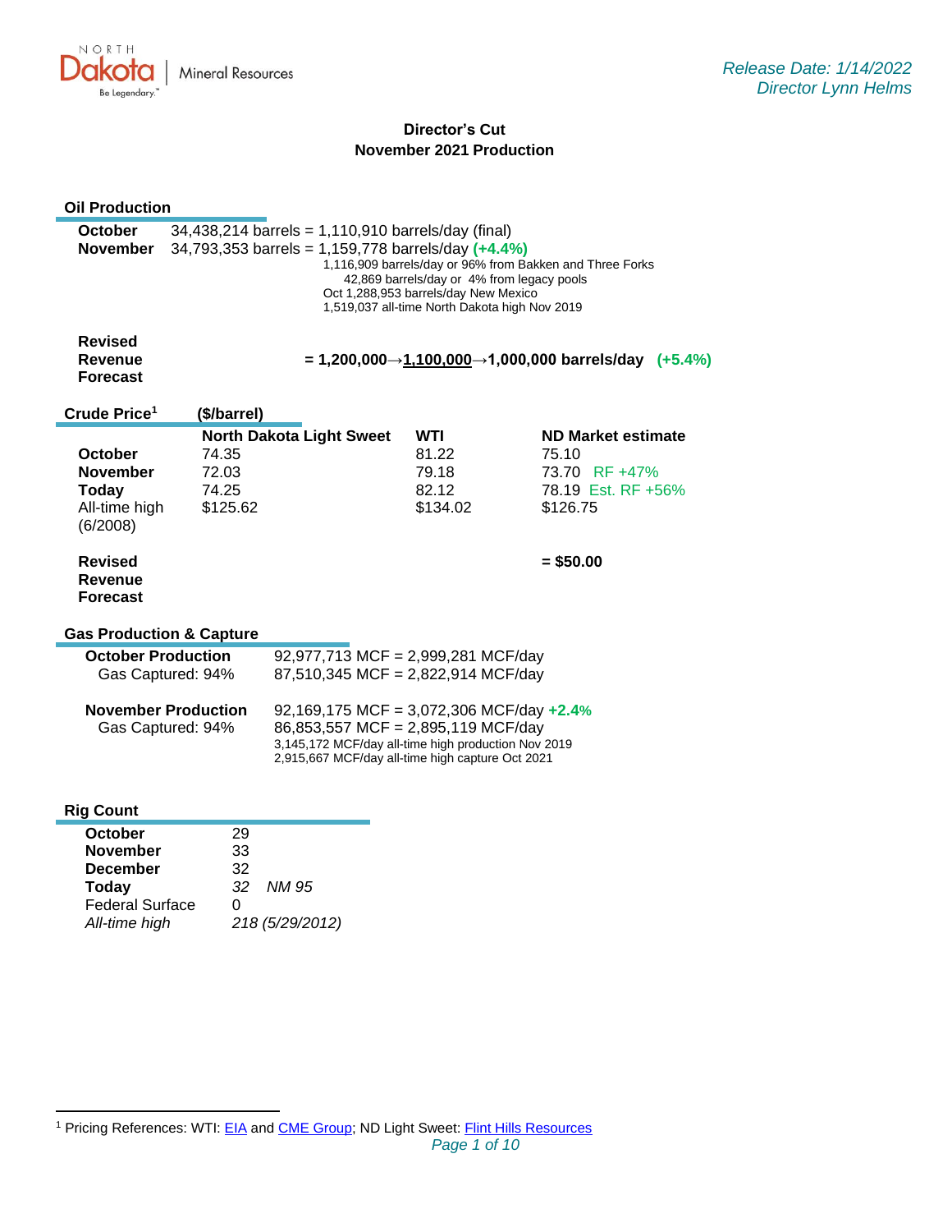Release Date: 1/14/2022
Director Lynn Helms

# Director's Cut
## November 2021 Production

### Oil Production

**October** 34,438,214 barrels = 1,110,910 barrels/day (final)
**November** 34,793,353 barrels = 1,159,778 barrels/day **(+4.4%)**

1,116,909 barrels/day or 96% from Bakken and Three Forks
42,869 barrels/day or 4% from legacy pools
Oct 1,288,953 barrels/day New Mexico
1,519,037 all-time North Dakota high Nov 2019

**Revised Revenue Forecast** **= 1,200,000→1,100,000→1,000,000 barrels/day (+5.4%)**

### Crude Price[1] ($/barrel)

| | North Dakota Light Sweet | WTI | ND Market estimate |
|---|---|---|---|
| **October** | 74.35 | 81.22 | 75.10 |
| **November** | 72.03 | 79.18 | 73.70 RF +47% |
| **Today** | 74.25 | 82.12 | 78.19 Est. RF +56% |
| All-time high (6/2008) | \$125.62 | \$134.02 | \$126.75 |
| **Revised Revenue Forecast** | | | **= \$50.00** |

### Gas Production & Capture

**October Production** 92,977,713 MCF = 2,999,281 MCF/day
Gas Captured: 94% 87,510,345 MCF = 2,822,914 MCF/day

**November Production** 92,169,175 MCF = 3,072,306 MCF/day **+2.4%**
Gas Captured: 94% 86,853,557 MCF = 2,895,119 MCF/day
3,145,172 MCF/day all-time high production Nov 2019
2,915,667 MCF/day all-time high capture Oct 2021

### Rig Count

| | |
|---|---|
| **October** | 29 |
| **November** | 33 |
| **December** | 32 |
| **Today** | *32 NM 95* |
| Federal Surface | 0 |
| *All-time high* | *218 (5/29/2012)* |

[1] Pricing References: WTI: EIA and CME Group; ND Light Sweet: Flint Hills Resources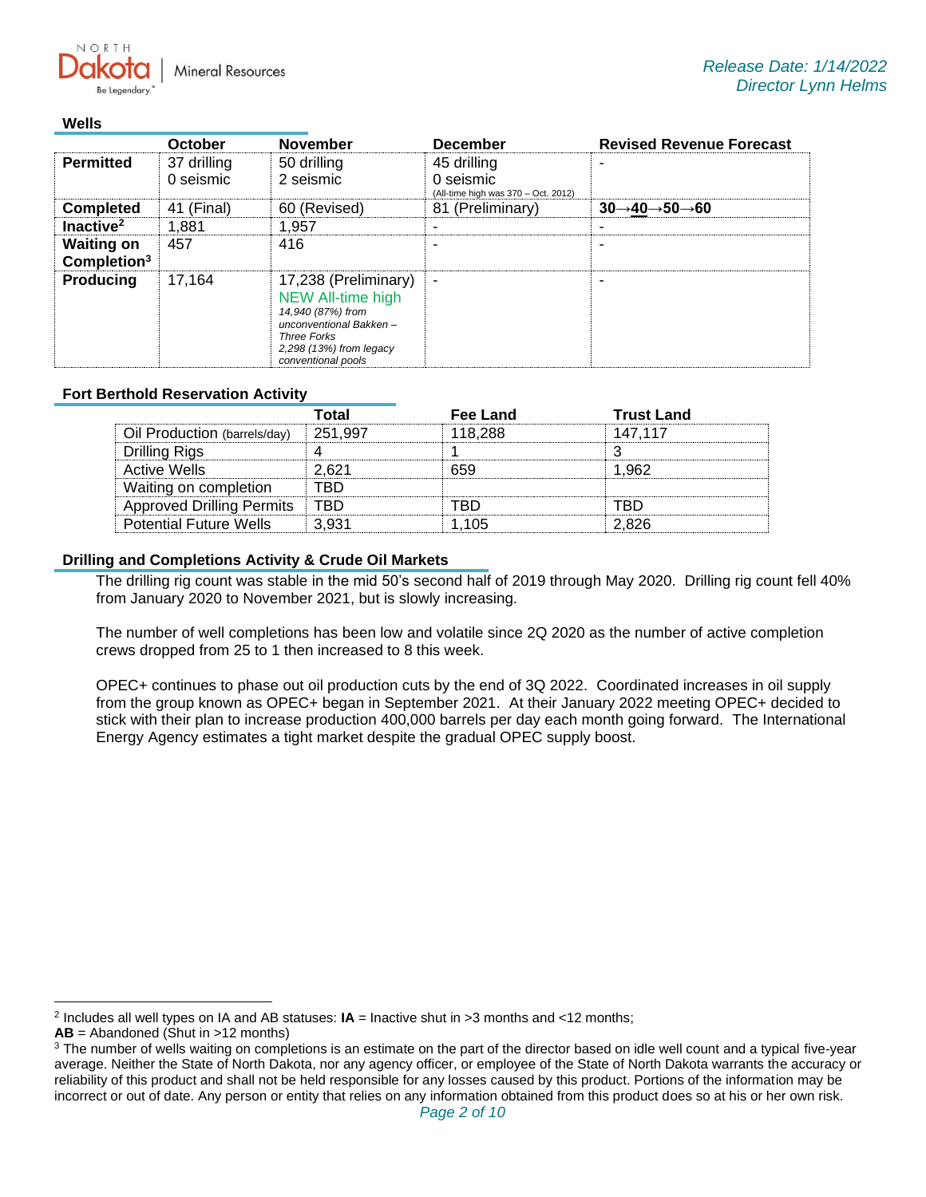Release Date: 1/14/2022
Director Lynn Helms

## Wells

| | October | November | December | Revised Revenue Forecast |
|---|---|---|---|---|
| **Permitted** | 37 drilling<br>0 seismic | 50 drilling<br>2 seismic | 45 drilling<br>0 seismic<br>(All-time high was 370 – Oct. 2012) | - |
| **Completed** | 41 (Final) | 60 (Revised) | 81 (Preliminary) | **30→40→50→60** |
| **Inactive**[2] | 1,881 | 1,957 | - | - |
| **Waiting on Completion**[3] | 457 | 416 | - | - |
| **Producing** | 17,164 | 17,238 (Preliminary)<br>NEW All-time high<br>*14,940 (87%) from unconventional Bakken – Three Forks*<br>*2,298 (13%) from legacy conventional pools* | - | - |

## Fort Berthold Reservation Activity

| | Total | Fee Land | Trust Land |
|---|---|---|---|
| Oil Production (barrels/day) | 251,997 | 118,288 | 147,117 |
| Drilling Rigs | 4 | 1 | 3 |
| Active Wells | 2,621 | 659 | 1,962 |
| Waiting on completion | TBD | | |
| Approved Drilling Permits | TBD | TBD | TBD |
| Potential Future Wells | 3,931 | 1,105 | 2,826 |

## Drilling and Completions Activity & Crude Oil Markets

The drilling rig count was stable in the mid 50's second half of 2019 through May 2020. Drilling rig count fell 40% from January 2020 to November 2021, but is slowly increasing.

The number of well completions has been low and volatile since 2Q 2020 as the number of active completion crews dropped from 25 to 1 then increased to 8 this week.

OPEC+ continues to phase out oil production cuts by the end of 3Q 2022. Coordinated increases in oil supply from the group known as OPEC+ began in September 2021. At their January 2022 meeting OPEC+ decided to stick with their plan to increase production 400,000 barrels per day each month going forward. The International Energy Agency estimates a tight market despite the gradual OPEC supply boost.

---

[2] Includes all well types on IA and AB statuses: **IA** = Inactive shut in >3 months and <12 months;
**AB** = Abandoned (Shut in >12 months)

[3] The number of wells waiting on completions is an estimate on the part of the director based on idle well count and a typical five-year average. Neither the State of North Dakota, nor any agency officer, or employee of the State of North Dakota warrants the accuracy or reliability of this product and shall not be held responsible for any losses caused by this product. Portions of the information may be incorrect or out of date. Any person or entity that relies on any information obtained from this product does so at his or her own risk.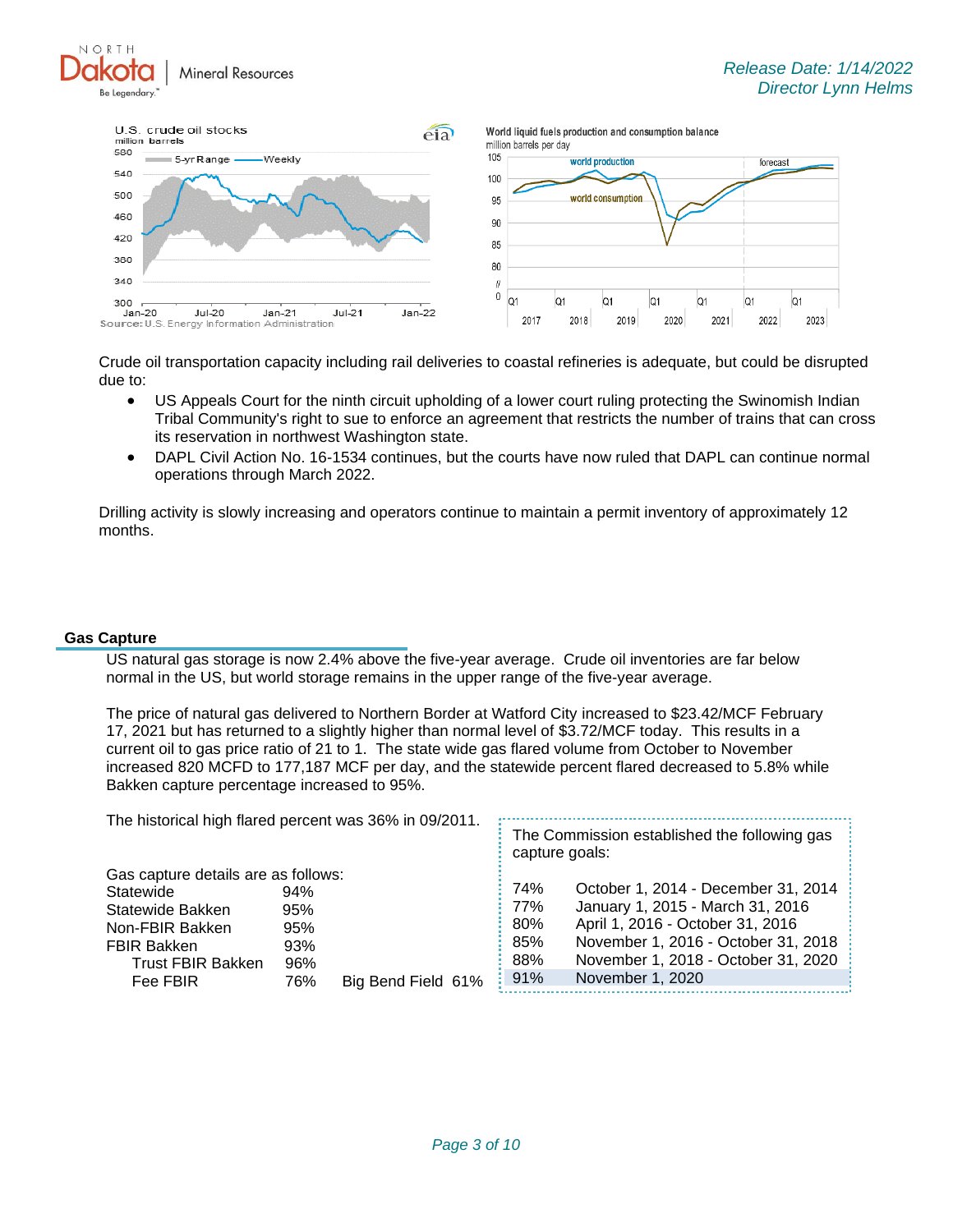Crude oil transportation capacity including rail deliveries to coastal refineries is adequate, but could be disrupted due to:

- US Appeals Court for the ninth circuit upholding of a lower court ruling protecting the Swinomish Indian Tribal Community's right to sue to enforce an agreement that restricts the number of trains that can cross its reservation in northwest Washington state.
- DAPL Civil Action No. 16-1534 continues, but the courts have now ruled that DAPL can continue normal operations through March 2022.

Drilling activity is slowly increasing and operators continue to maintain a permit inventory of approximately 12 months.

## Gas Capture

US natural gas storage is now 2.4% above the five-year average. Crude oil inventories are far below normal in the US, but world storage remains in the upper range of the five-year average.

The price of natural gas delivered to Northern Border at Watford City increased to $23.42/MCF February 17, 2021 but has returned to a slightly higher than normal level of $3.72/MCF today. This results in a current oil to gas price ratio of 21 to 1. The state wide gas flared volume from October to November increased 820 MCFD to 177,187 MCF per day, and the statewide percent flared decreased to 5.8% while Bakken capture percentage increased to 95%.

The historical high flared percent was 36% in 09/2011.

Gas capture details are as follows:

| | | |
|---|---|---|
| Statewide | 94% | |
| Statewide Bakken | 95% | |
| Non-FBIR Bakken | 95% | |
| FBIR Bakken | 93% | |
| Trust FBIR Bakken | 96% | |
| Fee FBIR | 76% | Big Bend Field 61% |

The Commission established the following gas capture goals:

| | |
|---|---|
| 74% | October 1, 2014 - December 31, 2014 |
| 77% | January 1, 2015 - March 31, 2016 |
| 80% | April 1, 2016 - October 31, 2016 |
| 85% | November 1, 2016 - October 31, 2018 |
| 88% | November 1, 2018 - October 31, 2020 |
| 91% | November 1, 2020 |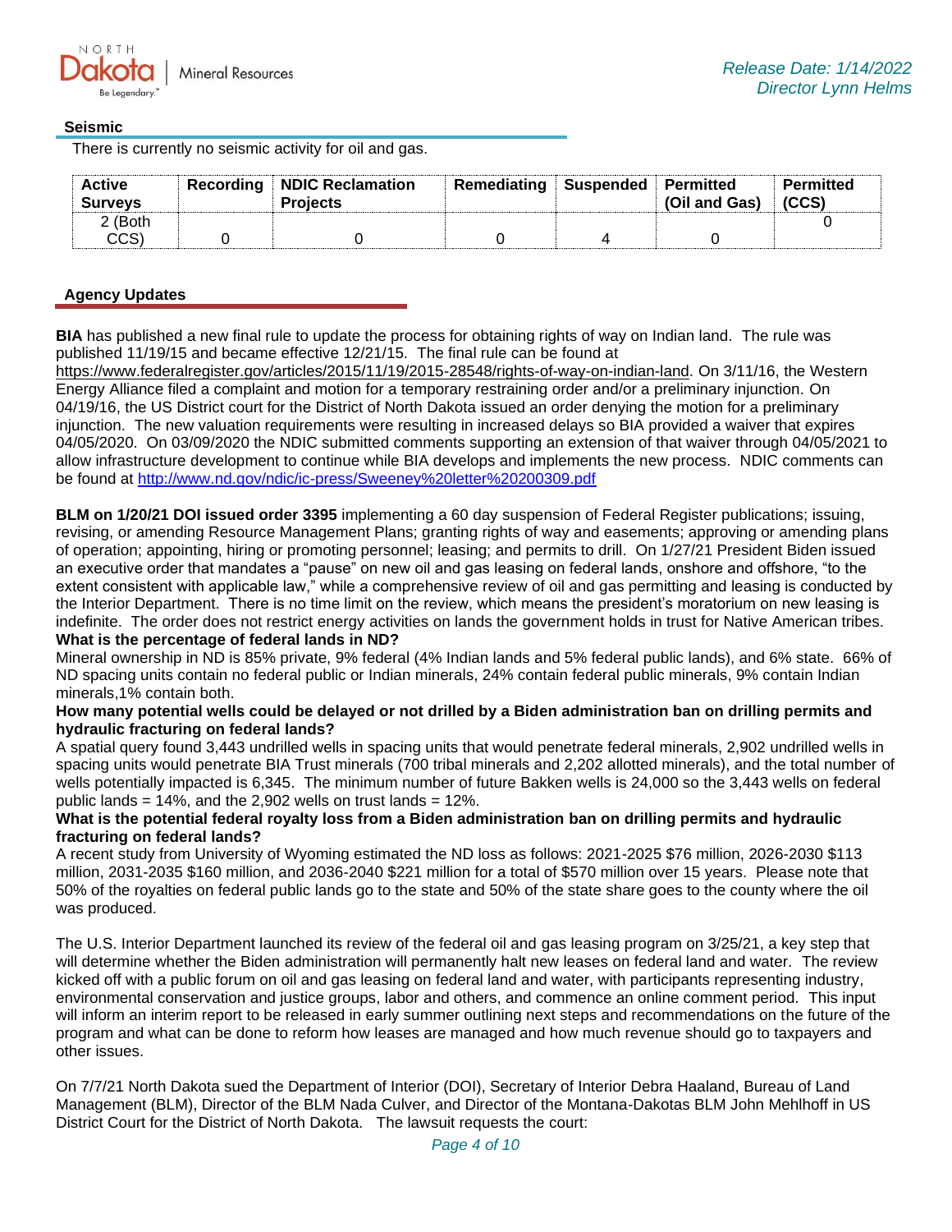## Seismic

There is currently no seismic activity for oil and gas.

| Active Surveys | Recording | NDIC Reclamation Projects | Remediating | Suspended | Permitted (Oil and Gas) | Permitted (CCS) |
|---|---|---|---|---|---|---|
| 2 (Both CCS) | 0 | 0 | 0 | 4 | 0 | 0 |

## Agency Updates

**BIA** has published a new final rule to update the process for obtaining rights of way on Indian land. The rule was published 11/19/15 and became effective 12/21/15. The final rule can be found at https://www.federalregister.gov/articles/2015/11/19/2015-28548/rights-of-way-on-indian-land. On 3/11/16, the Western Energy Alliance filed a complaint and motion for a temporary restraining order and/or a preliminary injunction. On 04/19/16, the US District court for the District of North Dakota issued an order denying the motion for a preliminary injunction. The new valuation requirements were resulting in increased delays so BIA provided a waiver that expires 04/05/2020. On 03/09/2020 the NDIC submitted comments supporting an extension of that waiver through 04/05/2021 to allow infrastructure development to continue while BIA develops and implements the new process. NDIC comments can be found at http://www.nd.gov/ndic/ic-press/Sweeney%20letter%20200309.pdf

**BLM on 1/20/21 DOI issued order 3395** implementing a 60 day suspension of Federal Register publications; issuing, revising, or amending Resource Management Plans; granting rights of way and easements; approving or amending plans of operation; appointing, hiring or promoting personnel; leasing; and permits to drill. On 1/27/21 President Biden issued an executive order that mandates a "pause" on new oil and gas leasing on federal lands, onshore and offshore, "to the extent consistent with applicable law," while a comprehensive review of oil and gas permitting and leasing is conducted by the Interior Department. There is no time limit on the review, which means the president's moratorium on new leasing is indefinite. The order does not restrict energy activities on lands the government holds in trust for Native American tribes.

**What is the percentage of federal lands in ND?**

Mineral ownership in ND is 85% private, 9% federal (4% Indian lands and 5% federal public lands), and 6% state. 66% of ND spacing units contain no federal public or Indian minerals, 24% contain federal public minerals, 9% contain Indian minerals,1% contain both.

**How many potential wells could be delayed or not drilled by a Biden administration ban on drilling permits and hydraulic fracturing on federal lands?**

A spatial query found 3,443 undrilled wells in spacing units that would penetrate federal minerals, 2,902 undrilled wells in spacing units would penetrate BIA Trust minerals (700 tribal minerals and 2,202 allotted minerals), and the total number of wells potentially impacted is 6,345. The minimum number of future Bakken wells is 24,000 so the 3,443 wells on federal public lands = 14%, and the 2,902 wells on trust lands = 12%.

**What is the potential federal royalty loss from a Biden administration ban on drilling permits and hydraulic fracturing on federal lands?**

A recent study from University of Wyoming estimated the ND loss as follows: 2021-2025 $76 million, 2026-2030 $113 million, 2031-2035 $160 million, and 2036-2040 $221 million for a total of $570 million over 15 years. Please note that 50% of the royalties on federal public lands go to the state and 50% of the state share goes to the county where the oil was produced.

The U.S. Interior Department launched its review of the federal oil and gas leasing program on 3/25/21, a key step that will determine whether the Biden administration will permanently halt new leases on federal land and water. The review kicked off with a public forum on oil and gas leasing on federal land and water, with participants representing industry, environmental conservation and justice groups, labor and others, and commence an online comment period. This input will inform an interim report to be released in early summer outlining next steps and recommendations on the future of the program and what can be done to reform how leases are managed and how much revenue should go to taxpayers and other issues.

On 7/7/21 North Dakota sued the Department of Interior (DOI), Secretary of Interior Debra Haaland, Bureau of Land Management (BLM), Director of the BLM Nada Culver, and Director of the Montana-Dakotas BLM John Mehlhoff in US District Court for the District of North Dakota. The lawsuit requests the court: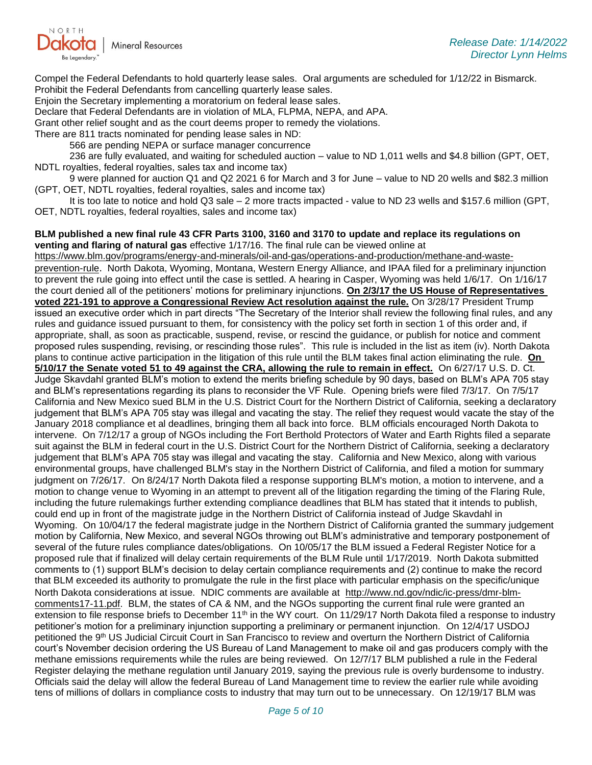Compel the Federal Defendants to hold quarterly lease sales. Oral arguments are scheduled for 1/12/22 in Bismarck.
Prohibit the Federal Defendants from cancelling quarterly lease sales.
Enjoin the Secretary implementing a moratorium on federal lease sales.
Declare that Federal Defendants are in violation of MLA, FLPMA, NEPA, and APA.
Grant other relief sought and as the court deems proper to remedy the violations.
There are 811 tracts nominated for pending lease sales in ND:

566 are pending NEPA or surface manager concurrence

236 are fully evaluated, and waiting for scheduled auction – value to ND 1,011 wells and $4.8 billion (GPT, OET, NDTL royalties, federal royalties, sales tax and income tax)

9 were planned for auction Q1 and Q2 2021 6 for March and 3 for June – value to ND 20 wells and $82.3 million (GPT, OET, NDTL royalties, federal royalties, sales and income tax)

It is too late to notice and hold Q3 sale – 2 more tracts impacted - value to ND 23 wells and $157.6 million (GPT, OET, NDTL royalties, federal royalties, sales and income tax)

**BLM published a new final rule 43 CFR Parts 3100, 3160 and 3170 to update and replace its regulations on venting and flaring of natural gas** effective 1/17/16. The final rule can be viewed online at https://www.blm.gov/programs/energy-and-minerals/oil-and-gas/operations-and-production/methane-and-waste-prevention-rule. North Dakota, Wyoming, Montana, Western Energy Alliance, and IPAA filed for a preliminary injunction to prevent the rule going into effect until the case is settled. A hearing in Casper, Wyoming was held 1/6/17. On 1/16/17 the court denied all of the petitioners' motions for preliminary injunctions. **On 2/3/17 the US House of Representatives voted 221-191 to approve a Congressional Review Act resolution against the rule.** On 3/28/17 President Trump issued an executive order which in part directs "The Secretary of the Interior shall review the following final rules, and any rules and guidance issued pursuant to them, for consistency with the policy set forth in section 1 of this order and, if appropriate, shall, as soon as practicable, suspend, revise, or rescind the guidance, or publish for notice and comment proposed rules suspending, revising, or rescinding those rules". This rule is included in the list as item (iv). North Dakota plans to continue active participation in the litigation of this rule until the BLM takes final action eliminating the rule. **On 5/10/17 the Senate voted 51 to 49 against the CRA, allowing the rule to remain in effect.** On 6/27/17 U.S. D. Ct. Judge Skavdahl granted BLM's motion to extend the merits briefing schedule by 90 days, based on BLM's APA 705 stay and BLM's representations regarding its plans to reconsider the VF Rule. Opening briefs were filed 7/3/17. On 7/5/17 California and New Mexico sued BLM in the U.S. District Court for the Northern District of California, seeking a declaratory judgement that BLM's APA 705 stay was illegal and vacating the stay. The relief they request would vacate the stay of the January 2018 compliance et al deadlines, bringing them all back into force. BLM officials encouraged North Dakota to intervene. On 7/12/17 a group of NGOs including the Fort Berthold Protectors of Water and Earth Rights filed a separate suit against the BLM in federal court in the U.S. District Court for the Northern District of California, seeking a declaratory judgement that BLM's APA 705 stay was illegal and vacating the stay. California and New Mexico, along with various environmental groups, have challenged BLM's stay in the Northern District of California, and filed a motion for summary judgment on 7/26/17. On 8/24/17 North Dakota filed a response supporting BLM's motion, a motion to intervene, and a motion to change venue to Wyoming in an attempt to prevent all of the litigation regarding the timing of the Flaring Rule, including the future rulemakings further extending compliance deadlines that BLM has stated that it intends to publish, could end up in front of the magistrate judge in the Northern District of California instead of Judge Skavdahl in Wyoming. On 10/04/17 the federal magistrate judge in the Northern District of California granted the summary judgement motion by California, New Mexico, and several NGOs throwing out BLM's administrative and temporary postponement of several of the future rules compliance dates/obligations. On 10/05/17 the BLM issued a Federal Register Notice for a proposed rule that if finalized will delay certain requirements of the BLM Rule until 1/17/2019. North Dakota submitted comments to (1) support BLM's decision to delay certain compliance requirements and (2) continue to make the record that BLM exceeded its authority to promulgate the rule in the first place with particular emphasis on the specific/unique North Dakota considerations at issue. NDIC comments are available at http://www.nd.gov/ndic/ic-press/dmr-blm-comments17-11.pdf. BLM, the states of CA & NM, and the NGOs supporting the current final rule were granted an extension to file response briefs to December 11th in the WY court. On 11/29/17 North Dakota filed a response to industry petitioner's motion for a preliminary injunction supporting a preliminary or permanent injunction. On 12/4/17 USDOJ petitioned the 9th US Judicial Circuit Court in San Francisco to review and overturn the Northern District of California court's November decision ordering the US Bureau of Land Management to make oil and gas producers comply with the methane emissions requirements while the rules are being reviewed. On 12/7/17 BLM published a rule in the Federal Register delaying the methane regulation until January 2019, saying the previous rule is overly burdensome to industry. Officials said the delay will allow the federal Bureau of Land Management time to review the earlier rule while avoiding tens of millions of dollars in compliance costs to industry that may turn out to be unnecessary. On 12/19/17 BLM was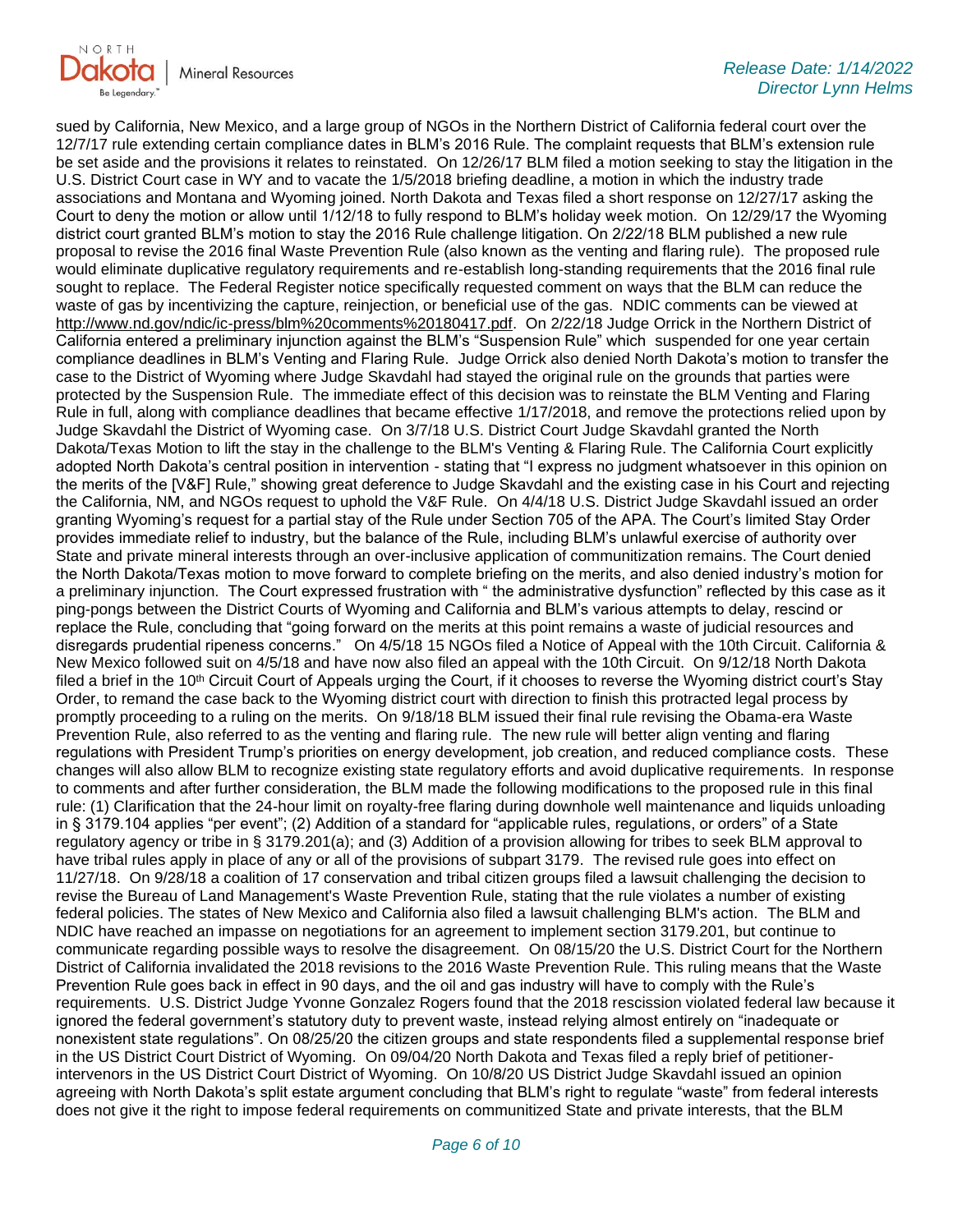sued by California, New Mexico, and a large group of NGOs in the Northern District of California federal court over the 12/7/17 rule extending certain compliance dates in BLM's 2016 Rule. The complaint requests that BLM's extension rule be set aside and the provisions it relates to reinstated. On 12/26/17 BLM filed a motion seeking to stay the litigation in the U.S. District Court case in WY and to vacate the 1/5/2018 briefing deadline, a motion in which the industry trade associations and Montana and Wyoming joined. North Dakota and Texas filed a short response on 12/27/17 asking the Court to deny the motion or allow until 1/12/18 to fully respond to BLM's holiday week motion. On 12/29/17 the Wyoming district court granted BLM's motion to stay the 2016 Rule challenge litigation. On 2/22/18 BLM published a new rule proposal to revise the 2016 final Waste Prevention Rule (also known as the venting and flaring rule). The proposed rule would eliminate duplicative regulatory requirements and re-establish long-standing requirements that the 2016 final rule sought to replace. The Federal Register notice specifically requested comment on ways that the BLM can reduce the waste of gas by incentivizing the capture, reinjection, or beneficial use of the gas. NDIC comments can be viewed at http://www.nd.gov/ndic/ic-press/blm%20comments%20180417.pdf. On 2/22/18 Judge Orrick in the Northern District of California entered a preliminary injunction against the BLM's "Suspension Rule" which suspended for one year certain compliance deadlines in BLM's Venting and Flaring Rule. Judge Orrick also denied North Dakota's motion to transfer the case to the District of Wyoming where Judge Skavdahl had stayed the original rule on the grounds that parties were protected by the Suspension Rule. The immediate effect of this decision was to reinstate the BLM Venting and Flaring Rule in full, along with compliance deadlines that became effective 1/17/2018, and remove the protections relied upon by Judge Skavdahl the District of Wyoming case. On 3/7/18 U.S. District Court Judge Skavdahl granted the North Dakota/Texas Motion to lift the stay in the challenge to the BLM's Venting & Flaring Rule. The California Court explicitly adopted North Dakota's central position in intervention - stating that "I express no judgment whatsoever in this opinion on the merits of the [V&F] Rule," showing great deference to Judge Skavdahl and the existing case in his Court and rejecting the California, NM, and NGOs request to uphold the V&F Rule. On 4/4/18 U.S. District Judge Skavdahl issued an order granting Wyoming's request for a partial stay of the Rule under Section 705 of the APA. The Court's limited Stay Order provides immediate relief to industry, but the balance of the Rule, including BLM's unlawful exercise of authority over State and private mineral interests through an over-inclusive application of communitization remains. The Court denied the North Dakota/Texas motion to move forward to complete briefing on the merits, and also denied industry's motion for a preliminary injunction. The Court expressed frustration with " the administrative dysfunction" reflected by this case as it ping-pongs between the District Courts of Wyoming and California and BLM's various attempts to delay, rescind or replace the Rule, concluding that "going forward on the merits at this point remains a waste of judicial resources and disregards prudential ripeness concerns." On 4/5/18 15 NGOs filed a Notice of Appeal with the 10th Circuit. California & New Mexico followed suit on 4/5/18 and have now also filed an appeal with the 10th Circuit. On 9/12/18 North Dakota filed a brief in the 10th Circuit Court of Appeals urging the Court, if it chooses to reverse the Wyoming district court's Stay Order, to remand the case back to the Wyoming district court with direction to finish this protracted legal process by promptly proceeding to a ruling on the merits. On 9/18/18 BLM issued their final rule revising the Obama-era Waste Prevention Rule, also referred to as the venting and flaring rule. The new rule will better align venting and flaring regulations with President Trump's priorities on energy development, job creation, and reduced compliance costs. These changes will also allow BLM to recognize existing state regulatory efforts and avoid duplicative requirements. In response to comments and after further consideration, the BLM made the following modifications to the proposed rule in this final rule: (1) Clarification that the 24-hour limit on royalty-free flaring during downhole well maintenance and liquids unloading in § 3179.104 applies "per event"; (2) Addition of a standard for "applicable rules, regulations, or orders" of a State regulatory agency or tribe in § 3179.201(a); and (3) Addition of a provision allowing for tribes to seek BLM approval to have tribal rules apply in place of any or all of the provisions of subpart 3179. The revised rule goes into effect on 11/27/18. On 9/28/18 a coalition of 17 conservation and tribal citizen groups filed a lawsuit challenging the decision to revise the Bureau of Land Management's Waste Prevention Rule, stating that the rule violates a number of existing federal policies. The states of New Mexico and California also filed a lawsuit challenging BLM's action. The BLM and NDIC have reached an impasse on negotiations for an agreement to implement section 3179.201, but continue to communicate regarding possible ways to resolve the disagreement. On 08/15/20 the U.S. District Court for the Northern District of California invalidated the 2018 revisions to the 2016 Waste Prevention Rule. This ruling means that the Waste Prevention Rule goes back in effect in 90 days, and the oil and gas industry will have to comply with the Rule's requirements. U.S. District Judge Yvonne Gonzalez Rogers found that the 2018 rescission violated federal law because it ignored the federal government's statutory duty to prevent waste, instead relying almost entirely on "inadequate or nonexistent state regulations". On 08/25/20 the citizen groups and state respondents filed a supplemental response brief in the US District Court District of Wyoming. On 09/04/20 North Dakota and Texas filed a reply brief of petitioner-intervenors in the US District Court District of Wyoming. On 10/8/20 US District Judge Skavdahl issued an opinion agreeing with North Dakota's split estate argument concluding that BLM's right to regulate "waste" from federal interests does not give it the right to impose federal requirements on communitized State and private interests, that the BLM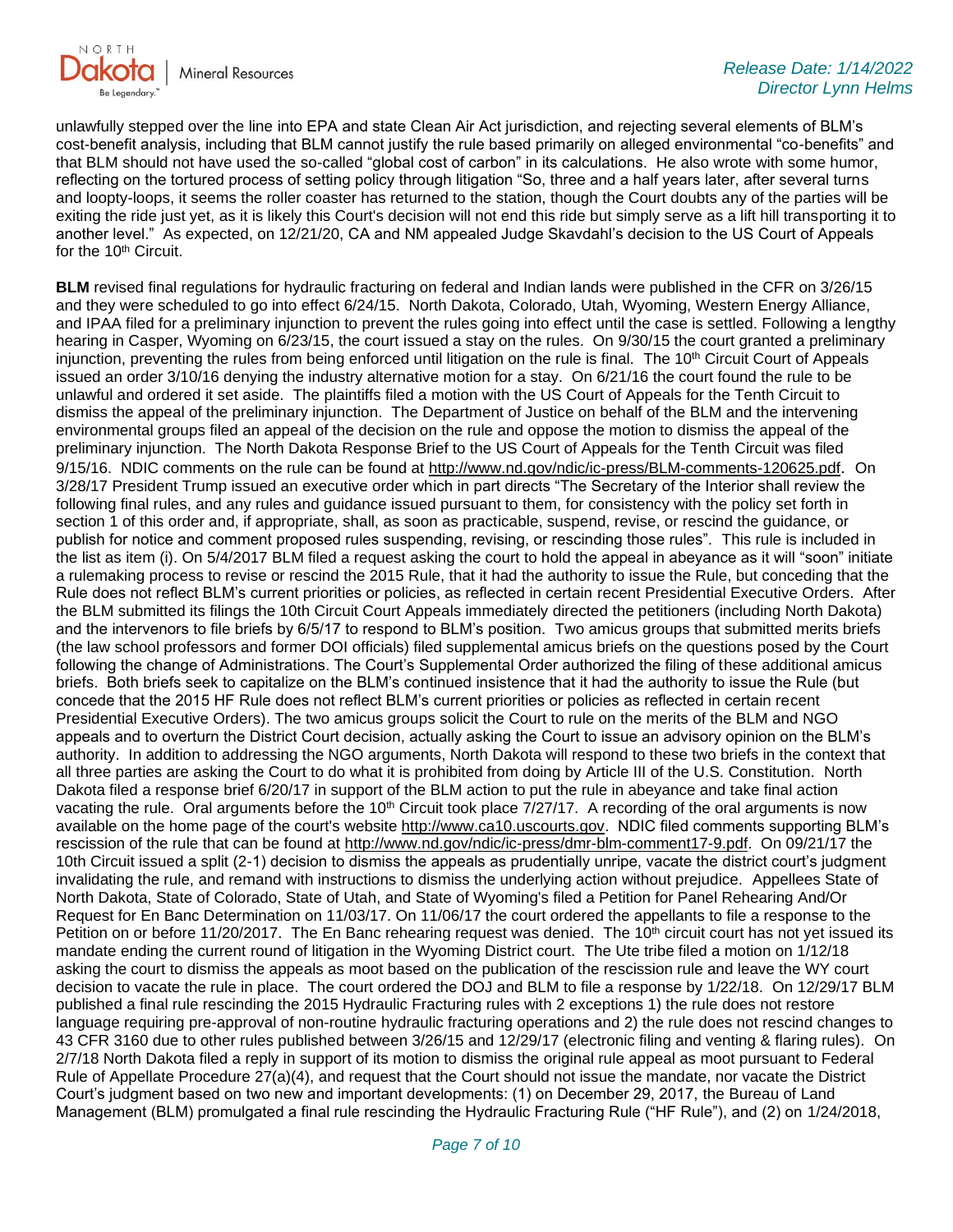unlawfully stepped over the line into EPA and state Clean Air Act jurisdiction, and rejecting several elements of BLM's cost-benefit analysis, including that BLM cannot justify the rule based primarily on alleged environmental "co-benefits" and that BLM should not have used the so-called "global cost of carbon" in its calculations. He also wrote with some humor, reflecting on the tortured process of setting policy through litigation "So, three and a half years later, after several turns and loopty-loops, it seems the roller coaster has returned to the station, though the Court doubts any of the parties will be exiting the ride just yet, as it is likely this Court's decision will not end this ride but simply serve as a lift hill transporting it to another level." As expected, on 12/21/20, CA and NM appealed Judge Skavdahl's decision to the US Court of Appeals for the 10th Circuit.

**BLM** revised final regulations for hydraulic fracturing on federal and Indian lands were published in the CFR on 3/26/15 and they were scheduled to go into effect 6/24/15. North Dakota, Colorado, Utah, Wyoming, Western Energy Alliance, and IPAA filed for a preliminary injunction to prevent the rules going into effect until the case is settled. Following a lengthy hearing in Casper, Wyoming on 6/23/15, the court issued a stay on the rules. On 9/30/15 the court granted a preliminary injunction, preventing the rules from being enforced until litigation on the rule is final. The 10th Circuit Court of Appeals issued an order 3/10/16 denying the industry alternative motion for a stay. On 6/21/16 the court found the rule to be unlawful and ordered it set aside. The plaintiffs filed a motion with the US Court of Appeals for the Tenth Circuit to dismiss the appeal of the preliminary injunction. The Department of Justice on behalf of the BLM and the intervening environmental groups filed an appeal of the decision on the rule and oppose the motion to dismiss the appeal of the preliminary injunction. The North Dakota Response Brief to the US Court of Appeals for the Tenth Circuit was filed 9/15/16. NDIC comments on the rule can be found at http://www.nd.gov/ndic/ic-press/BLM-comments-120625.pdf. On 3/28/17 President Trump issued an executive order which in part directs "The Secretary of the Interior shall review the following final rules, and any rules and guidance issued pursuant to them, for consistency with the policy set forth in section 1 of this order and, if appropriate, shall, as soon as practicable, suspend, revise, or rescind the guidance, or publish for notice and comment proposed rules suspending, revising, or rescinding those rules". This rule is included in the list as item (i). On 5/4/2017 BLM filed a request asking the court to hold the appeal in abeyance as it will "soon" initiate a rulemaking process to revise or rescind the 2015 Rule, that it had the authority to issue the Rule, but conceding that the Rule does not reflect BLM's current priorities or policies, as reflected in certain recent Presidential Executive Orders. After the BLM submitted its filings the 10th Circuit Court Appeals immediately directed the petitioners (including North Dakota) and the intervenors to file briefs by 6/5/17 to respond to BLM's position. Two amicus groups that submitted merits briefs (the law school professors and former DOI officials) filed supplemental amicus briefs on the questions posed by the Court following the change of Administrations. The Court's Supplemental Order authorized the filing of these additional amicus briefs. Both briefs seek to capitalize on the BLM's continued insistence that it had the authority to issue the Rule (but concede that the 2015 HF Rule does not reflect BLM's current priorities or policies as reflected in certain recent Presidential Executive Orders). The two amicus groups solicit the Court to rule on the merits of the BLM and NGO appeals and to overturn the District Court decision, actually asking the Court to issue an advisory opinion on the BLM's authority. In addition to addressing the NGO arguments, North Dakota will respond to these two briefs in the context that all three parties are asking the Court to do what it is prohibited from doing by Article III of the U.S. Constitution. North Dakota filed a response brief 6/20/17 in support of the BLM action to put the rule in abeyance and take final action vacating the rule. Oral arguments before the 10th Circuit took place 7/27/17. A recording of the oral arguments is now available on the home page of the court's website http://www.ca10.uscourts.gov. NDIC filed comments supporting BLM's rescission of the rule that can be found at http://www.nd.gov/ndic/ic-press/dmr-blm-comment17-9.pdf. On 09/21/17 the 10th Circuit issued a split (2-1) decision to dismiss the appeals as prudentially unripe, vacate the district court's judgment invalidating the rule, and remand with instructions to dismiss the underlying action without prejudice. Appellees State of North Dakota, State of Colorado, State of Utah, and State of Wyoming's filed a Petition for Panel Rehearing And/Or Request for En Banc Determination on 11/03/17. On 11/06/17 the court ordered the appellants to file a response to the Petition on or before 11/20/2017. The En Banc rehearing request was denied. The 10th circuit court has not yet issued its mandate ending the current round of litigation in the Wyoming District court. The Ute tribe filed a motion on 1/12/18 asking the court to dismiss the appeals as moot based on the publication of the rescission rule and leave the WY court decision to vacate the rule in place. The court ordered the DOJ and BLM to file a response by 1/22/18. On 12/29/17 BLM published a final rule rescinding the 2015 Hydraulic Fracturing rules with 2 exceptions 1) the rule does not restore language requiring pre-approval of non-routine hydraulic fracturing operations and 2) the rule does not rescind changes to 43 CFR 3160 due to other rules published between 3/26/15 and 12/29/17 (electronic filing and venting & flaring rules). On 2/7/18 North Dakota filed a reply in support of its motion to dismiss the original rule appeal as moot pursuant to Federal Rule of Appellate Procedure 27(a)(4), and request that the Court should not issue the mandate, nor vacate the District Court's judgment based on two new and important developments: (1) on December 29, 2017, the Bureau of Land Management (BLM) promulgated a final rule rescinding the Hydraulic Fracturing Rule ("HF Rule"), and (2) on 1/24/2018,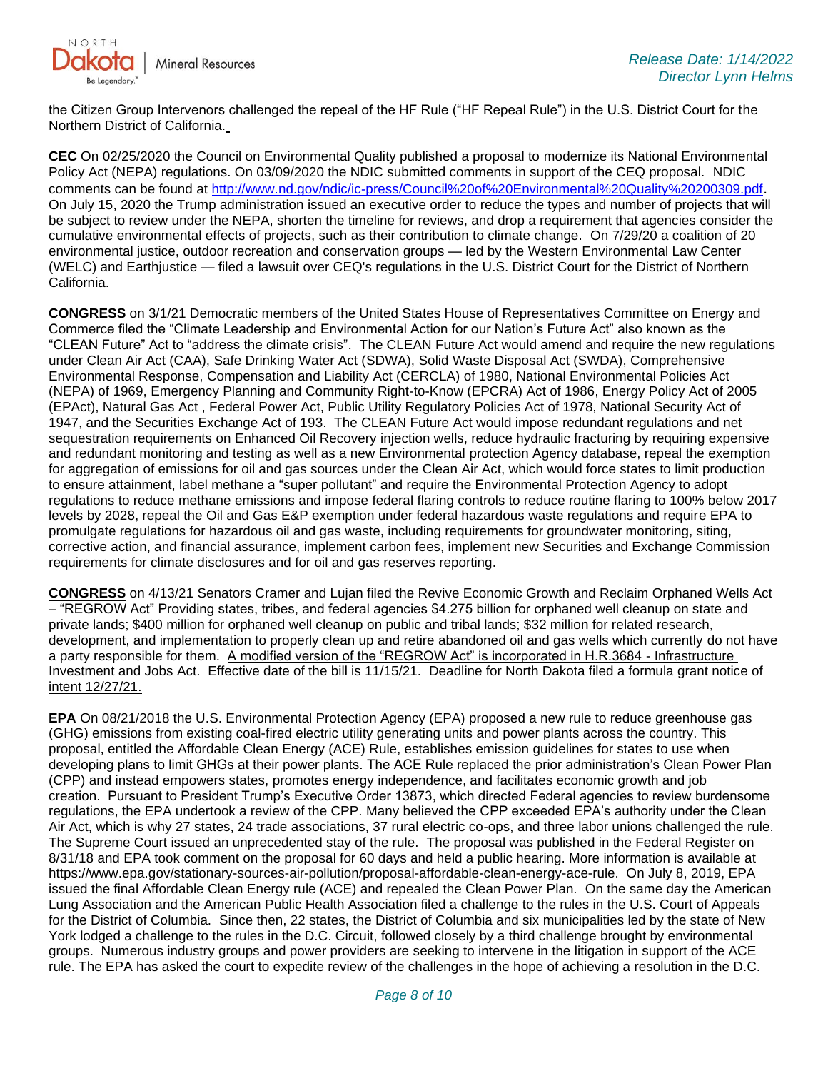the Citizen Group Intervenors challenged the repeal of the HF Rule ("HF Repeal Rule") in the U.S. District Court for the Northern District of California.

**CEC** On 02/25/2020 the Council on Environmental Quality published a proposal to modernize its National Environmental Policy Act (NEPA) regulations. On 03/09/2020 the NDIC submitted comments in support of the CEQ proposal. NDIC comments can be found at http://www.nd.gov/ndic/ic-press/Council%20of%20Environmental%20Quality%20200309.pdf. On July 15, 2020 the Trump administration issued an executive order to reduce the types and number of projects that will be subject to review under the NEPA, shorten the timeline for reviews, and drop a requirement that agencies consider the cumulative environmental effects of projects, such as their contribution to climate change. On 7/29/20 a coalition of 20 environmental justice, outdoor recreation and conservation groups — led by the Western Environmental Law Center (WELC) and Earthjustice — filed a lawsuit over CEQ's regulations in the U.S. District Court for the District of Northern California.

**CONGRESS** on 3/1/21 Democratic members of the United States House of Representatives Committee on Energy and Commerce filed the "Climate Leadership and Environmental Action for our Nation's Future Act" also known as the "CLEAN Future" Act to "address the climate crisis". The CLEAN Future Act would amend and require the new regulations under Clean Air Act (CAA), Safe Drinking Water Act (SDWA), Solid Waste Disposal Act (SWDA), Comprehensive Environmental Response, Compensation and Liability Act (CERCLA) of 1980, National Environmental Policies Act (NEPA) of 1969, Emergency Planning and Community Right-to-Know (EPCRA) Act of 1986, Energy Policy Act of 2005 (EPAct), Natural Gas Act , Federal Power Act, Public Utility Regulatory Policies Act of 1978, National Security Act of 1947, and the Securities Exchange Act of 193. The CLEAN Future Act would impose redundant regulations and net sequestration requirements on Enhanced Oil Recovery injection wells, reduce hydraulic fracturing by requiring expensive and redundant monitoring and testing as well as a new Environmental protection Agency database, repeal the exemption for aggregation of emissions for oil and gas sources under the Clean Air Act, which would force states to limit production to ensure attainment, label methane a "super pollutant" and require the Environmental Protection Agency to adopt regulations to reduce methane emissions and impose federal flaring controls to reduce routine flaring to 100% below 2017 levels by 2028, repeal the Oil and Gas E&P exemption under federal hazardous waste regulations and require EPA to promulgate regulations for hazardous oil and gas waste, including requirements for groundwater monitoring, siting, corrective action, and financial assurance, implement carbon fees, implement new Securities and Exchange Commission requirements for climate disclosures and for oil and gas reserves reporting.

<u>**CONGRESS**</u> on 4/13/21 Senators Cramer and Lujan filed the Revive Economic Growth and Reclaim Orphaned Wells Act – "REGROW Act" Providing states, tribes, and federal agencies $4.275 billion for orphaned well cleanup on state and private lands; $400 million for orphaned well cleanup on public and tribal lands; $32 million for related research, development, and implementation to properly clean up and retire abandoned oil and gas wells which currently do not have a party responsible for them. <u>A modified version of the "REGROW Act" is incorporated in H.R.3684 - Infrastructure Investment and Jobs Act. Effective date of the bill is 11/15/21. Deadline for North Dakota filed a formula grant notice of intent 12/27/21.</u>

**EPA** On 08/21/2018 the U.S. Environmental Protection Agency (EPA) proposed a new rule to reduce greenhouse gas (GHG) emissions from existing coal-fired electric utility generating units and power plants across the country. This proposal, entitled the Affordable Clean Energy (ACE) Rule, establishes emission guidelines for states to use when developing plans to limit GHGs at their power plants. The ACE Rule replaced the prior administration's Clean Power Plan (CPP) and instead empowers states, promotes energy independence, and facilitates economic growth and job creation. Pursuant to President Trump's Executive Order 13873, which directed Federal agencies to review burdensome regulations, the EPA undertook a review of the CPP. Many believed the CPP exceeded EPA's authority under the Clean Air Act, which is why 27 states, 24 trade associations, 37 rural electric co-ops, and three labor unions challenged the rule. The Supreme Court issued an unprecedented stay of the rule. The proposal was published in the Federal Register on 8/31/18 and EPA took comment on the proposal for 60 days and held a public hearing. More information is available at https://www.epa.gov/stationary-sources-air-pollution/proposal-affordable-clean-energy-ace-rule. On July 8, 2019, EPA issued the final Affordable Clean Energy rule (ACE) and repealed the Clean Power Plan. On the same day the American Lung Association and the American Public Health Association filed a challenge to the rules in the U.S. Court of Appeals for the District of Columbia. Since then, 22 states, the District of Columbia and six municipalities led by the state of New York lodged a challenge to the rules in the D.C. Circuit, followed closely by a third challenge brought by environmental groups. Numerous industry groups and power providers are seeking to intervene in the litigation in support of the ACE rule. The EPA has asked the court to expedite review of the challenges in the hope of achieving a resolution in the D.C.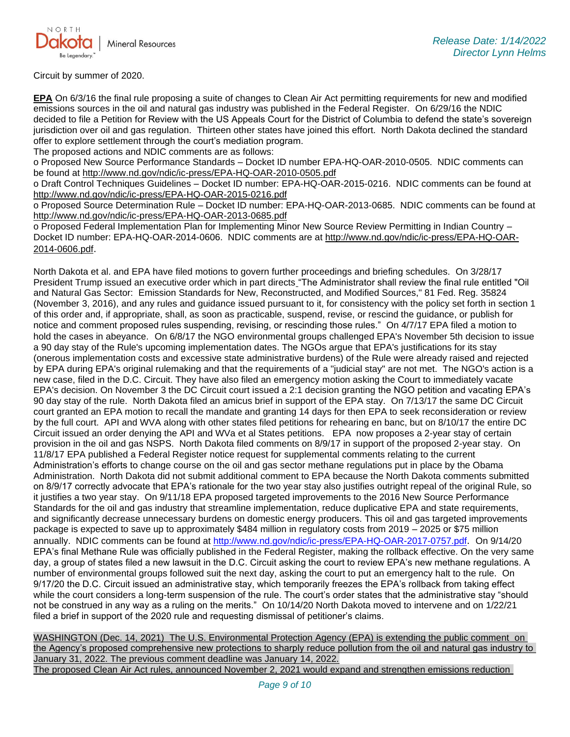Circuit by summer of 2020.

**EPA** On 6/3/16 the final rule proposing a suite of changes to Clean Air Act permitting requirements for new and modified emissions sources in the oil and natural gas industry was published in the Federal Register. On 6/29/16 the NDIC decided to file a Petition for Review with the US Appeals Court for the District of Columbia to defend the state's sovereign jurisdiction over oil and gas regulation. Thirteen other states have joined this effort. North Dakota declined the standard offer to explore settlement through the court's mediation program.

The proposed actions and NDIC comments are as follows:

o Proposed New Source Performance Standards – Docket ID number EPA-HQ-OAR-2010-0505. NDIC comments can be found at http://www.nd.gov/ndic/ic-press/EPA-HQ-OAR-2010-0505.pdf

o Draft Control Techniques Guidelines – Docket ID number: EPA-HQ-OAR-2015-0216. NDIC comments can be found at http://www.nd.gov/ndic/ic-press/EPA-HQ-OAR-2015-0216.pdf

o Proposed Source Determination Rule – Docket ID number: EPA-HQ-OAR-2013-0685. NDIC comments can be found at http://www.nd.gov/ndic/ic-press/EPA-HQ-OAR-2013-0685.pdf

o Proposed Federal Implementation Plan for Implementing Minor New Source Review Permitting in Indian Country – Docket ID number: EPA-HQ-OAR-2014-0606. NDIC comments are at http://www.nd.gov/ndic/ic-press/EPA-HQ-OAR-2014-0606.pdf.

North Dakota et al. and EPA have filed motions to govern further proceedings and briefing schedules. On 3/28/17 President Trump issued an executive order which in part directs "The Administrator shall review the final rule entitled "Oil and Natural Gas Sector: Emission Standards for New, Reconstructed, and Modified Sources," 81 Fed. Reg. 35824 (November 3, 2016), and any rules and guidance issued pursuant to it, for consistency with the policy set forth in section 1 of this order and, if appropriate, shall, as soon as practicable, suspend, revise, or rescind the guidance, or publish for notice and comment proposed rules suspending, revising, or rescinding those rules." On 4/7/17 EPA filed a motion to hold the cases in abeyance. On 6/8/17 the NGO environmental groups challenged EPA's November 5th decision to issue a 90 day stay of the Rule's upcoming implementation dates. The NGOs argue that EPA's justifications for its stay (onerous implementation costs and excessive state administrative burdens) of the Rule were already raised and rejected by EPA during EPA's original rulemaking and that the requirements of a "judicial stay" are not met. The NGO's action is a new case, filed in the D.C. Circuit. They have also filed an emergency motion asking the Court to immediately vacate EPA's decision. On November 3 the DC Circuit court issued a 2:1 decision granting the NGO petition and vacating EPA's 90 day stay of the rule. North Dakota filed an amicus brief in support of the EPA stay. On 7/13/17 the same DC Circuit court granted an EPA motion to recall the mandate and granting 14 days for then EPA to seek reconsideration or review by the full court. API and WVA along with other states filed petitions for rehearing en banc, but on 8/10/17 the entire DC Circuit issued an order denying the API and WVa et al States petitions. EPA now proposes a 2-year stay of certain provision in the oil and gas NSPS. North Dakota filed comments on 8/9/17 in support of the proposed 2-year stay. On 11/8/17 EPA published a Federal Register notice request for supplemental comments relating to the current Administration's efforts to change course on the oil and gas sector methane regulations put in place by the Obama Administration. North Dakota did not submit additional comment to EPA because the North Dakota comments submitted on 8/9/17 correctly advocate that EPA's rationale for the two year stay also justifies outright repeal of the original Rule, so it justifies a two year stay. On 9/11/18 EPA proposed targeted improvements to the 2016 New Source Performance Standards for the oil and gas industry that streamline implementation, reduce duplicative EPA and state requirements, and significantly decrease unnecessary burdens on domestic energy producers. This oil and gas targeted improvements package is expected to save up to approximately $484 million in regulatory costs from 2019 – 2025 or $75 million annually. NDIC comments can be found at http://www.nd.gov/ndic/ic-press/EPA-HQ-OAR-2017-0757.pdf. On 9/14/20 EPA's final Methane Rule was officially published in the Federal Register, making the rollback effective. On the very same day, a group of states filed a new lawsuit in the D.C. Circuit asking the court to review EPA's new methane regulations. A number of environmental groups followed suit the next day, asking the court to put an emergency halt to the rule. On 9/17/20 the D.C. Circuit issued an administrative stay, which temporarily freezes the EPA's rollback from taking effect while the court considers a long-term suspension of the rule. The court's order states that the administrative stay "should not be construed in any way as a ruling on the merits." On 10/14/20 North Dakota moved to intervene and on 1/22/21 filed a brief in support of the 2020 rule and requesting dismissal of petitioner's claims.

WASHINGTON (Dec. 14, 2021) The U.S. Environmental Protection Agency (EPA) is extending the public comment on the Agency's proposed comprehensive new protections to sharply reduce pollution from the oil and natural gas industry to January 31, 2022. The previous comment deadline was January 14, 2022.

The proposed Clean Air Act rules, announced November 2, 2021 would expand and strengthen emissions reduction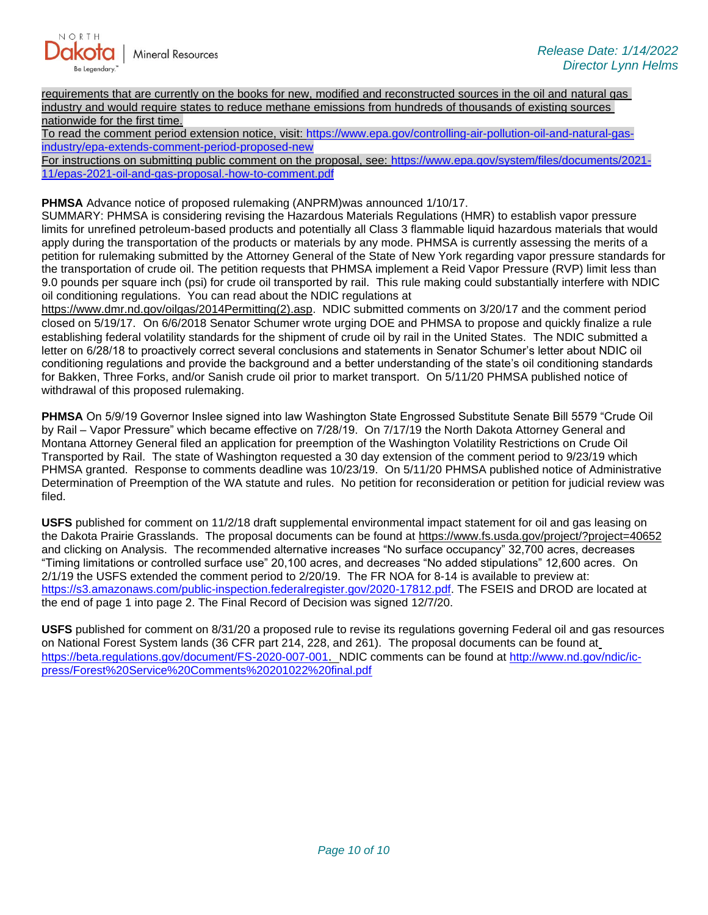requirements that are currently on the books for new, modified and reconstructed sources in the oil and natural gas industry and would require states to reduce methane emissions from hundreds of thousands of existing sources nationwide for the first time.
To read the comment period extension notice, visit: https://www.epa.gov/controlling-air-pollution-oil-and-natural-gas-industry/epa-extends-comment-period-proposed-new
For instructions on submitting public comment on the proposal, see: https://www.epa.gov/system/files/documents/2021-11/epas-2021-oil-and-gas-proposal.-how-to-comment.pdf

**PHMSA** Advance notice of proposed rulemaking (ANPRM)was announced 1/10/17.
SUMMARY: PHMSA is considering revising the Hazardous Materials Regulations (HMR) to establish vapor pressure limits for unrefined petroleum-based products and potentially all Class 3 flammable liquid hazardous materials that would apply during the transportation of the products or materials by any mode. PHMSA is currently assessing the merits of a petition for rulemaking submitted by the Attorney General of the State of New York regarding vapor pressure standards for the transportation of crude oil. The petition requests that PHMSA implement a Reid Vapor Pressure (RVP) limit less than 9.0 pounds per square inch (psi) for crude oil transported by rail. This rule making could substantially interfere with NDIC oil conditioning regulations. You can read about the NDIC regulations at https://www.dmr.nd.gov/oilgas/2014Permitting(2).asp. NDIC submitted comments on 3/20/17 and the comment period closed on 5/19/17. On 6/6/2018 Senator Schumer wrote urging DOE and PHMSA to propose and quickly finalize a rule establishing federal volatility standards for the shipment of crude oil by rail in the United States. The NDIC submitted a letter on 6/28/18 to proactively correct several conclusions and statements in Senator Schumer's letter about NDIC oil conditioning regulations and provide the background and a better understanding of the state's oil conditioning standards for Bakken, Three Forks, and/or Sanish crude oil prior to market transport. On 5/11/20 PHMSA published notice of withdrawal of this proposed rulemaking.

**PHMSA** On 5/9/19 Governor Inslee signed into law Washington State Engrossed Substitute Senate Bill 5579 "Crude Oil by Rail – Vapor Pressure" which became effective on 7/28/19. On 7/17/19 the North Dakota Attorney General and Montana Attorney General filed an application for preemption of the Washington Volatility Restrictions on Crude Oil Transported by Rail. The state of Washington requested a 30 day extension of the comment period to 9/23/19 which PHMSA granted. Response to comments deadline was 10/23/19. On 5/11/20 PHMSA published notice of Administrative Determination of Preemption of the WA statute and rules. No petition for reconsideration or petition for judicial review was filed.

**USFS** published for comment on 11/2/18 draft supplemental environmental impact statement for oil and gas leasing on the Dakota Prairie Grasslands. The proposal documents can be found at https://www.fs.usda.gov/project/?project=40652 and clicking on Analysis. The recommended alternative increases "No surface occupancy" 32,700 acres, decreases "Timing limitations or controlled surface use" 20,100 acres, and decreases "No added stipulations" 12,600 acres. On 2/1/19 the USFS extended the comment period to 2/20/19. The FR NOA for 8-14 is available to preview at: https://s3.amazonaws.com/public-inspection.federalregister.gov/2020-17812.pdf. The FSEIS and DROD are located at the end of page 1 into page 2. The Final Record of Decision was signed 12/7/20.

**USFS** published for comment on 8/31/20 a proposed rule to revise its regulations governing Federal oil and gas resources on National Forest System lands (36 CFR part 214, 228, and 261). The proposal documents can be found at https://beta.regulations.gov/document/FS-2020-007-001. NDIC comments can be found at http://www.nd.gov/ndic/ic-press/Forest%20Service%20Comments%20201022%20final.pdf